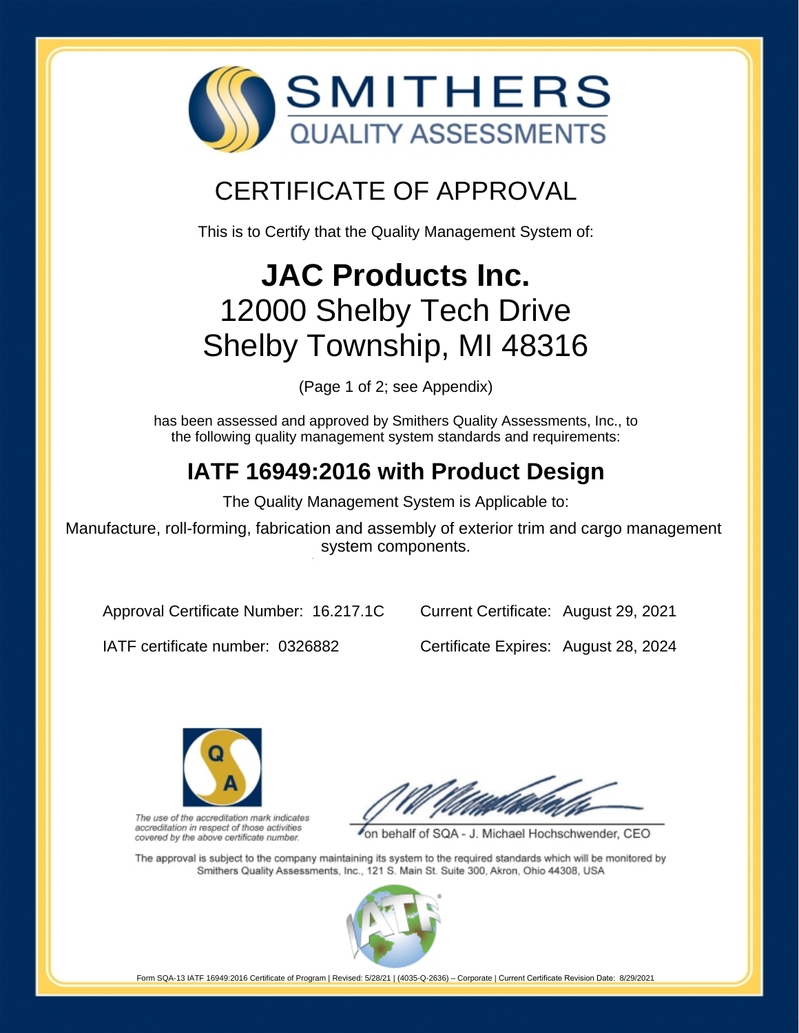# SMITHERS

## QUALITY ASSESSMENTS

# CERTIFICATE OF APPROVAL

This is to Certify that the Quality Management System of:

# JAC Products Inc.

## 12000 Shelby Tech Drive
## Shelby Township, MI 48316

(Page 1 of 2; see Appendix)

has been assessed and approved by Smithers Quality Assessments, Inc., to the following quality management system standards and requirements:

## IATF 16949:2016 with Product Design

The Quality Management System is Applicable to:

Manufacture, roll-forming, fabrication and assembly of exterior trim and cargo management system components.

Approval Certificate Number: 16.217.1C

Current Certificate: August 29, 2021

IATF certificate number: 0326882

Certificate Expires: August 28, 2024

*The use of the accreditation mark indicates accreditation in respect of those activities covered by the above certificate number.*

on behalf of SQA - J. Michael Hochschwender, CEO

The approval is subject to the company maintaining its system to the required standards which will be monitored by Smithers Quality Assessments, Inc., 121 S. Main St. Suite 300, Akron, Ohio 44308, USA

Form SQA-13 IATF 16949:2016 Certificate of Program | Revised: 5/28/21 | (4035-Q-2636) – Corporate | Current Certificate Revision Date: 8/29/2021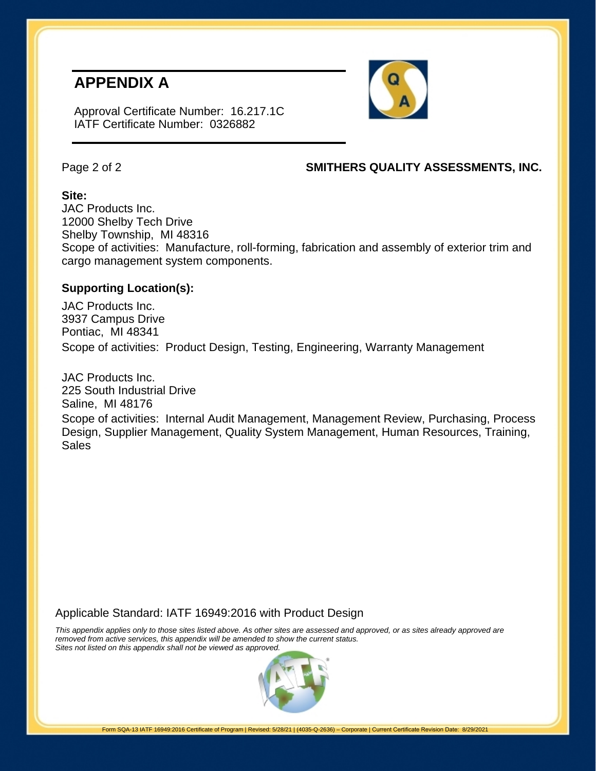# APPENDIX A

Approval Certificate Number: 16.217.1C
IATF Certificate Number: 0326882

**SMITHERS QUALITY ASSESSMENTS, INC.**

**Site:**

JAC Products Inc.
12000 Shelby Tech Drive
Shelby Township, MI 48316
Scope of activities: Manufacture, roll-forming, fabrication and assembly of exterior trim and cargo management system components.

**Supporting Location(s):**

JAC Products Inc.
3937 Campus Drive
Pontiac, MI 48341
Scope of activities: Product Design, Testing, Engineering, Warranty Management

JAC Products Inc.
225 South Industrial Drive
Saline, MI 48176
Scope of activities: Internal Audit Management, Management Review, Purchasing, Process Design, Supplier Management, Quality System Management, Human Resources, Training, Sales

Applicable Standard: IATF 16949:2016 with Product Design

*This appendix applies only to those sites listed above. As other sites are assessed and approved, or as sites already approved are removed from active services, this appendix will be amended to show the current status.*
*Sites not listed on this appendix shall not be viewed as approved.*

Form SQA-13 IATF 16949:2016 Certificate of Program | Revised: 5/28/21 | (4035-Q-2636) – Corporate | Current Certificate Revision Date: 8/29/2021